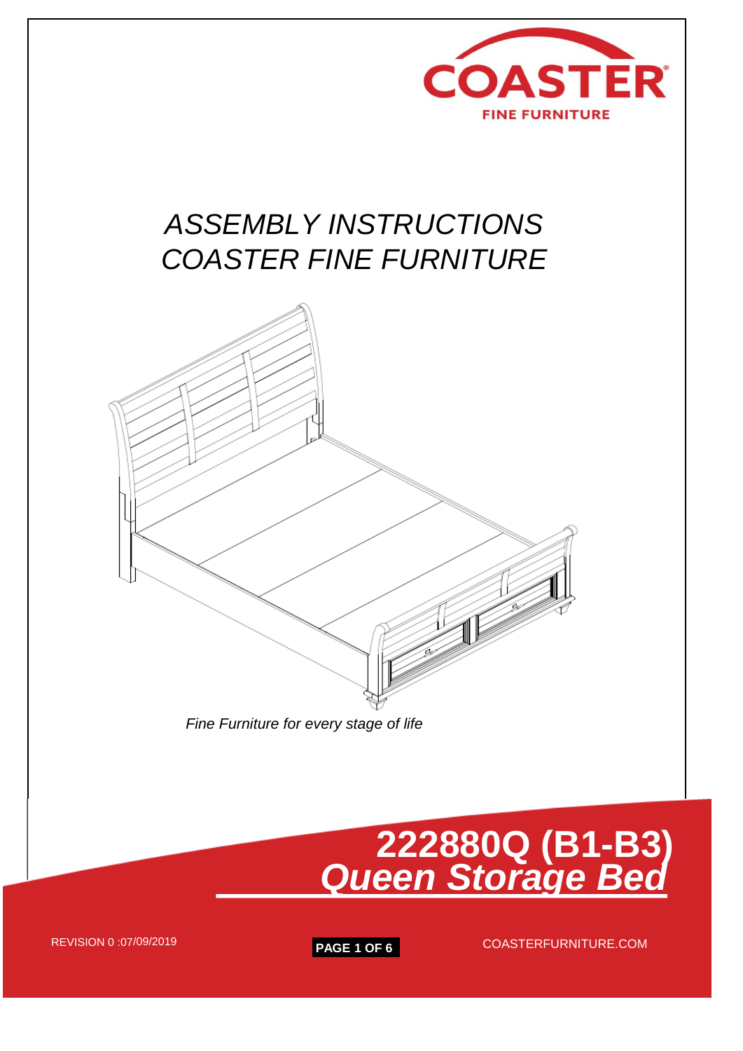COASTER

FINE FURNITURE

# *ASSEMBLY INSTRUCTIONS*
# *COASTER FINE FURNITURE*

*Fine Furniture for every stage of life*

## 222880Q (B1-B3)
## *Queen Storage Bed*

REVISION 0 :07/09/2019

COASTERFURNITURE.COM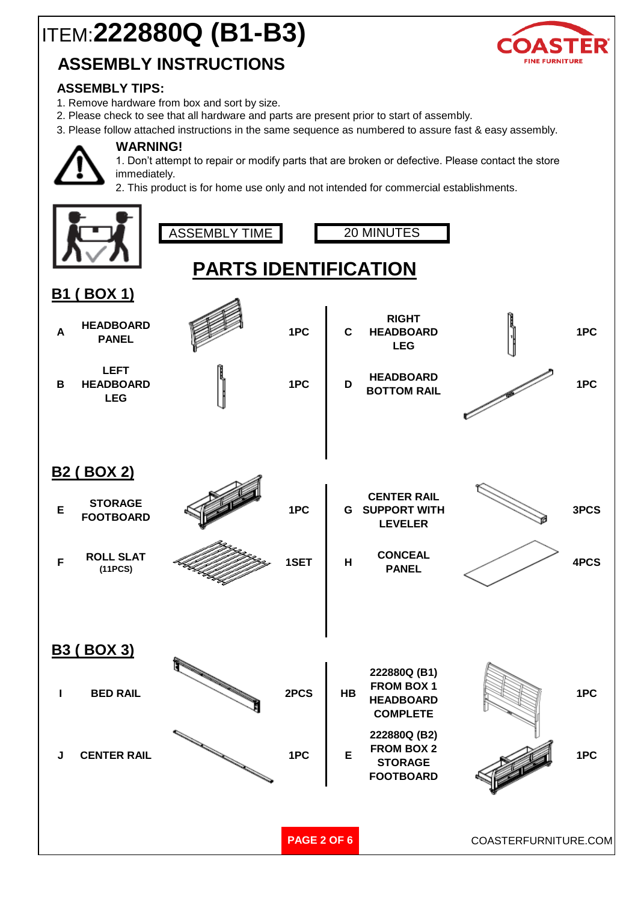# ITEM:222880Q (B1-B3)

COASTER FINE FURNITURE

## ASSEMBLY INSTRUCTIONS

### ASSEMBLY TIPS:

1. Remove hardware from box and sort by size.
2. Please check to see that all hardware and parts are present prior to start of assembly.
3. Please follow attached instructions in the same sequence as numbered to assure fast & easy assembly.

**WARNING!**

1. Don't attempt to repair or modify parts that are broken or defective. Please contact the store immediately.
2. This product is for home use only and not intended for commercial establishments.

| ASSEMBLY TIME | 20 MINUTES |
|---|---|

## PARTS IDENTIFICATION

### B1 ( BOX 1)

| | Part | Qty | | Part | Qty |
|---|---|---|---|---|---|
| A | HEADBOARD PANEL | 1PC | C | RIGHT HEADBOARD LEG | 1PC |
| B | LEFT HEADBOARD LEG | 1PC | D | HEADBOARD BOTTOM RAIL | 1PC |

### B2 ( BOX 2)

| | Part | Qty | | Part | Qty |
|---|---|---|---|---|---|
| E | STORAGE FOOTBOARD | 1PC | G | CENTER RAIL SUPPORT WITH LEVELER | 3PCS |
| F | ROLL SLAT (11PCS) | 1SET | H | CONCEAL PANEL | 4PCS |

### B3 ( BOX 3)

| | Part | Qty | | Part | Qty |
|---|---|---|---|---|---|
| I | BED RAIL | 2PCS | HB | 222880Q (B1) FROM BOX 1 HEADBOARD COMPLETE | 1PC |
| J | CENTER RAIL | 1PC | E | 222880Q (B2) FROM BOX 2 STORAGE FOOTBOARD | 1PC |

COASTERFURNITURE.COM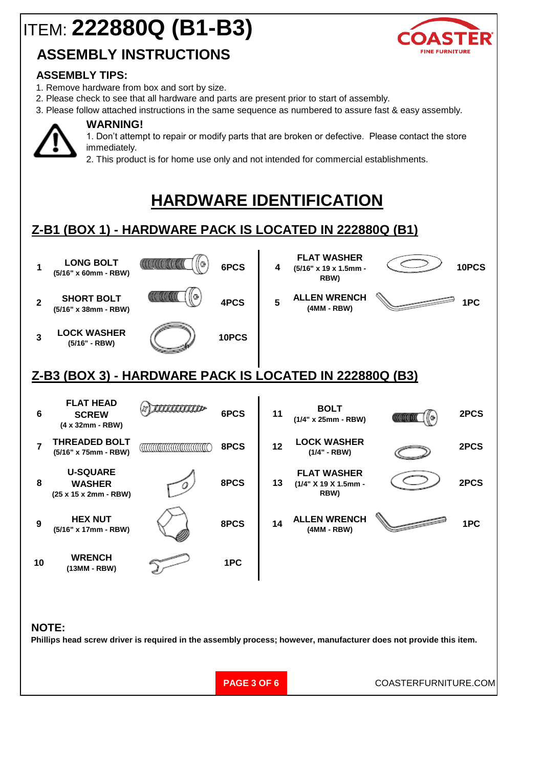# ITEM: 222880Q (B1-B3)

## ASSEMBLY INSTRUCTIONS

### ASSEMBLY TIPS:

1. Remove hardware from box and sort by size.
2. Please check to see that all hardware and parts are present prior to start of assembly.
3. Please follow attached instructions in the same sequence as numbered to assure fast & easy assembly.

**WARNING!**

1. Don't attempt to repair or modify parts that are broken or defective. Please contact the store immediately.
2. This product is for home use only and not intended for commercial establishments.

## HARDWARE IDENTIFICATION

### Z-B1 (BOX 1) - HARDWARE PACK IS LOCATED IN 222880Q (B1)

| No. | Part | Qty |
|---|---|---|
| 1 | LONG BOLT (5/16" x 60mm - RBW) | 6PCS |
| 2 | SHORT BOLT (5/16" x 38mm - RBW) | 4PCS |
| 3 | LOCK WASHER (5/16" - RBW) | 10PCS |
| 4 | FLAT WASHER (5/16" x 19 x 1.5mm - RBW) | 10PCS |
| 5 | ALLEN WRENCH (4MM - RBW) | 1PC |

### Z-B3 (BOX 3) - HARDWARE PACK IS LOCATED IN 222880Q (B3)

| No. | Part | Qty |
|---|---|---|
| 6 | FLAT HEAD SCREW (4 x 32mm - RBW) | 6PCS |
| 7 | THREADED BOLT (5/16" x 75mm - RBW) | 8PCS |
| 8 | U-SQUARE WASHER (25 x 15 x 2mm - RBW) | 8PCS |
| 9 | HEX NUT (5/16" x 17mm - RBW) | 8PCS |
| 10 | WRENCH (13MM - RBW) | 1PC |
| 11 | BOLT (1/4" x 25mm - RBW) | 2PCS |
| 12 | LOCK WASHER (1/4" - RBW) | 2PCS |
| 13 | FLAT WASHER (1/4" X 19 X 1.5mm - RBW) | 2PCS |
| 14 | ALLEN WRENCH (4MM - RBW) | 1PC |

**NOTE:**

**Phillips head screw driver is required in the assembly process; however, manufacturer does not provide this item.**

COASTERFURNITURE.COM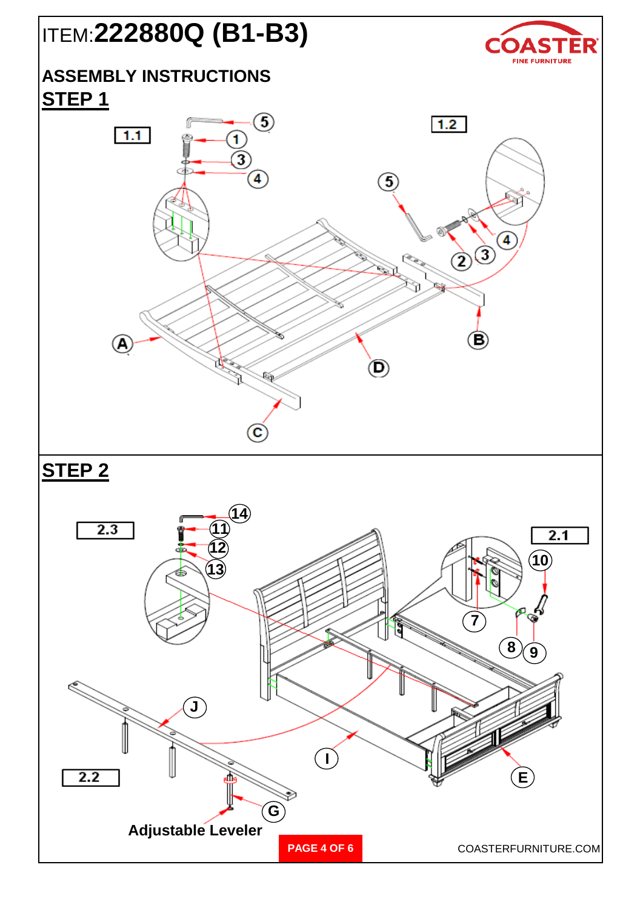ITEM: **222880Q (B1-B3)**

COASTER FINE FURNITURE

## ASSEMBLY INSTRUCTIONS

## STEP 1

1.1

1.2

5 1 3 4

5 2 3 4

A B C D

## STEP 2

2.3

2.1

2.2

14 11 12 13

10 7 8 9

J I E G

Adjustable Leveler

COASTERFURNITURE.COM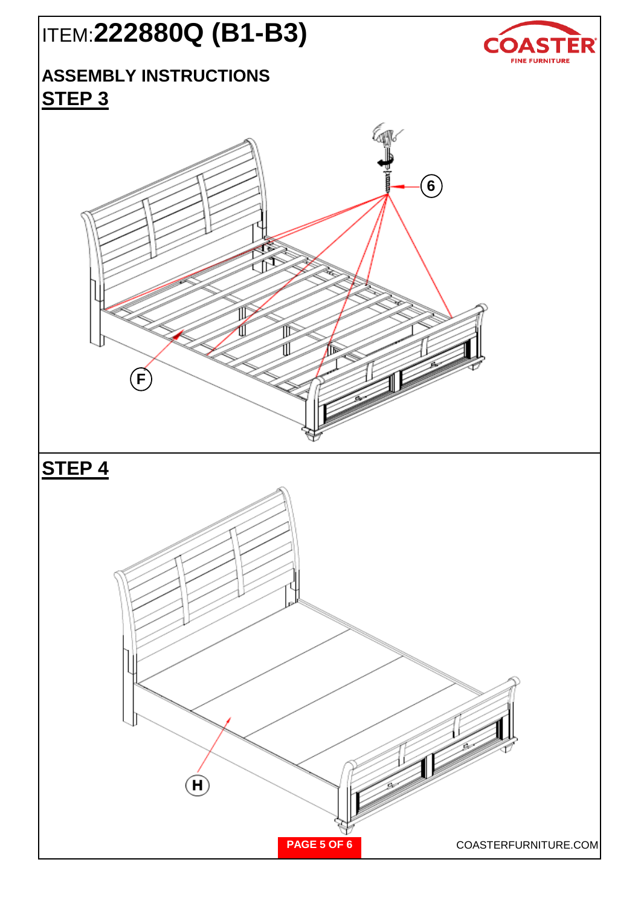# ITEM:222880Q (B1-B3)

COASTER FINE FURNITURE

## ASSEMBLY INSTRUCTIONS

## STEP 3

6

F

## STEP 4

H

COASTERFURNITURE.COM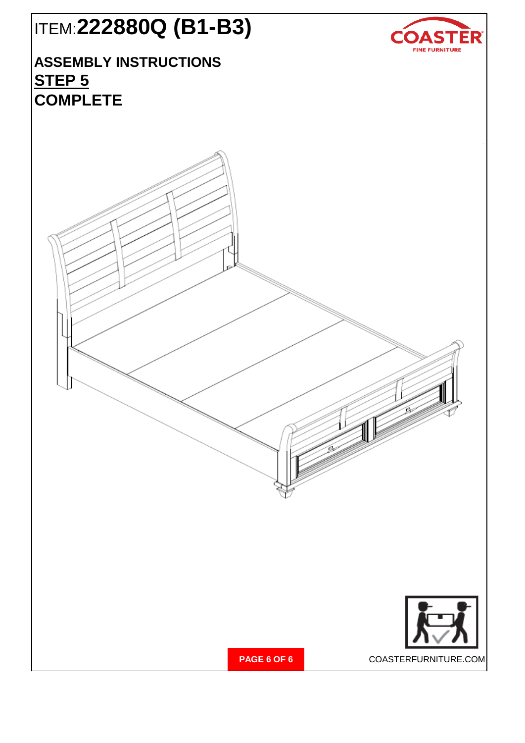# ITEM:**222880Q (B1-B3)**

COASTER
FINE FURNITURE

## ASSEMBLY INSTRUCTIONS

## STEP 5

## COMPLETE

COASTERFURNITURE.COM